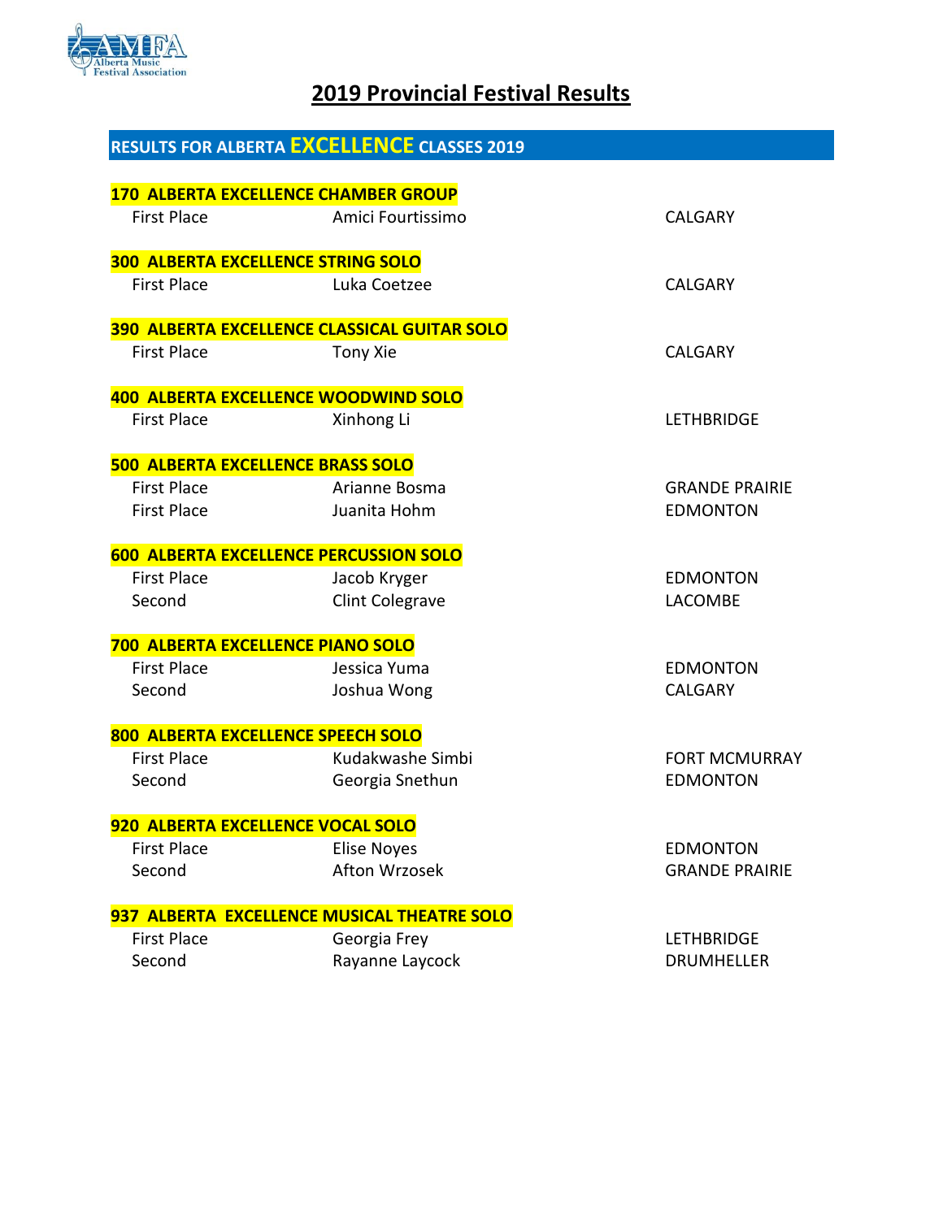# 2019 Provincial Festival Results

## RESULTS FOR ALBERTA EXCELLENCE CLASSES 2019

### 170 ALBERTA EXCELLENCE CHAMBER GROUP

| | | |
|---|---|---|
| First Place | Amici Fourtissimo | CALGARY |

### 300 ALBERTA EXCELLENCE STRING SOLO

| | | |
|---|---|---|
| First Place | Luka Coetzee | CALGARY |

### 390 ALBERTA EXCELLENCE CLASSICAL GUITAR SOLO

| | | |
|---|---|---|
| First Place | Tony Xie | CALGARY |

### 400 ALBERTA EXCELLENCE WOODWIND SOLO

| | | |
|---|---|---|
| First Place | Xinhong Li | LETHBRIDGE |

### 500 ALBERTA EXCELLENCE BRASS SOLO

| | | |
|---|---|---|
| First Place | Arianne Bosma | GRANDE PRAIRIE |
| First Place | Juanita Hohm | EDMONTON |

### 600 ALBERTA EXCELLENCE PERCUSSION SOLO

| | | |
|---|---|---|
| First Place | Jacob Kryger | EDMONTON |
| Second | Clint Colegrave | LACOMBE |

### 700 ALBERTA EXCELLENCE PIANO SOLO

| | | |
|---|---|---|
| First Place | Jessica Yuma | EDMONTON |
| Second | Joshua Wong | CALGARY |

### 800 ALBERTA EXCELLENCE SPEECH SOLO

| | | |
|---|---|---|
| First Place | Kudakwashe Simbi | FORT MCMURRAY |
| Second | Georgia Snethun | EDMONTON |

### 920 ALBERTA EXCELLENCE VOCAL SOLO

| | | |
|---|---|---|
| First Place | Elise Noyes | EDMONTON |
| Second | Afton Wrzosek | GRANDE PRAIRIE |

### 937 ALBERTA EXCELLENCE MUSICAL THEATRE SOLO

| | | |
|---|---|---|
| First Place | Georgia Frey | LETHBRIDGE |
| Second | Rayanne Laycock | DRUMHELLER |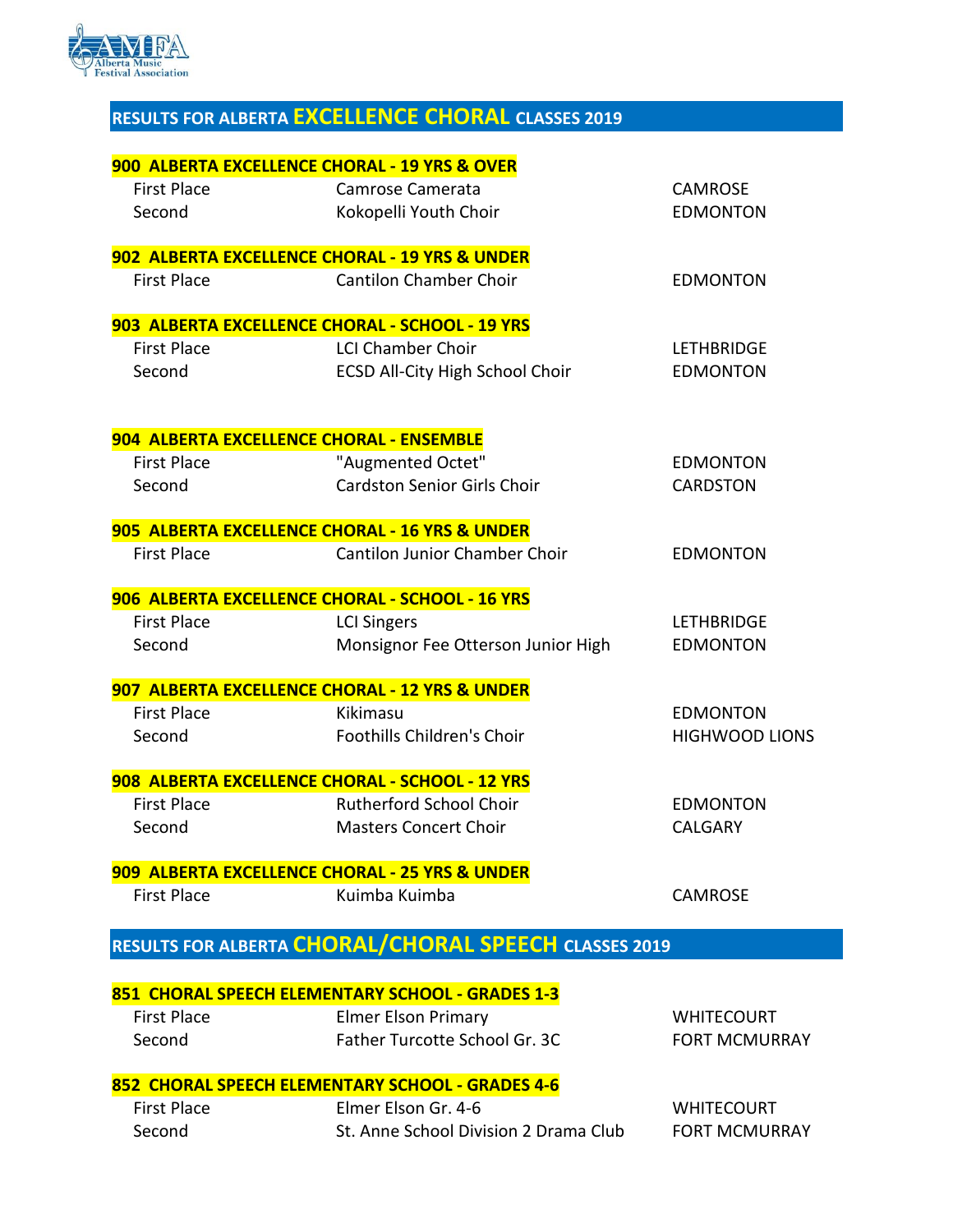## RESULTS FOR ALBERTA EXCELLENCE CHORAL CLASSES 2019

### 900 ALBERTA EXCELLENCE CHORAL - 19 YRS & OVER

| | | |
|---|---|---|
| First Place | Camrose Camerata | CAMROSE |
| Second | Kokopelli Youth Choir | EDMONTON |

### 902 ALBERTA EXCELLENCE CHORAL - 19 YRS & UNDER

| | | |
|---|---|---|
| First Place | Cantilon Chamber Choir | EDMONTON |

### 903 ALBERTA EXCELLENCE CHORAL - SCHOOL - 19 YRS

| | | |
|---|---|---|
| First Place | LCI Chamber Choir | LETHBRIDGE |
| Second | ECSD All-City High School Choir | EDMONTON |

### 904 ALBERTA EXCELLENCE CHORAL - ENSEMBLE

| | | |
|---|---|---|
| First Place | "Augmented Octet" | EDMONTON |
| Second | Cardston Senior Girls Choir | CARDSTON |

### 905 ALBERTA EXCELLENCE CHORAL - 16 YRS & UNDER

| | | |
|---|---|---|
| First Place | Cantilon Junior Chamber Choir | EDMONTON |

### 906 ALBERTA EXCELLENCE CHORAL - SCHOOL - 16 YRS

| | | |
|---|---|---|
| First Place | LCI Singers | LETHBRIDGE |
| Second | Monsignor Fee Otterson Junior High | EDMONTON |

### 907 ALBERTA EXCELLENCE CHORAL - 12 YRS & UNDER

| | | |
|---|---|---|
| First Place | Kikimasu | EDMONTON |
| Second | Foothills Children's Choir | HIGHWOOD LIONS |

### 908 ALBERTA EXCELLENCE CHORAL - SCHOOL - 12 YRS

| | | |
|---|---|---|
| First Place | Rutherford School Choir | EDMONTON |
| Second | Masters Concert Choir | CALGARY |

### 909 ALBERTA EXCELLENCE CHORAL - 25 YRS & UNDER

| | | |
|---|---|---|
| First Place | Kuimba Kuimba | CAMROSE |

## RESULTS FOR ALBERTA CHORAL/CHORAL SPEECH CLASSES 2019

### 851 CHORAL SPEECH ELEMENTARY SCHOOL - GRADES 1-3

| | | |
|---|---|---|
| First Place | Elmer Elson Primary | WHITECOURT |
| Second | Father Turcotte School Gr. 3C | FORT MCMURRAY |

### 852 CHORAL SPEECH ELEMENTARY SCHOOL - GRADES 4-6

| | | |
|---|---|---|
| First Place | Elmer Elson Gr. 4-6 | WHITECOURT |
| Second | St. Anne School Division 2 Drama Club | FORT MCMURRAY |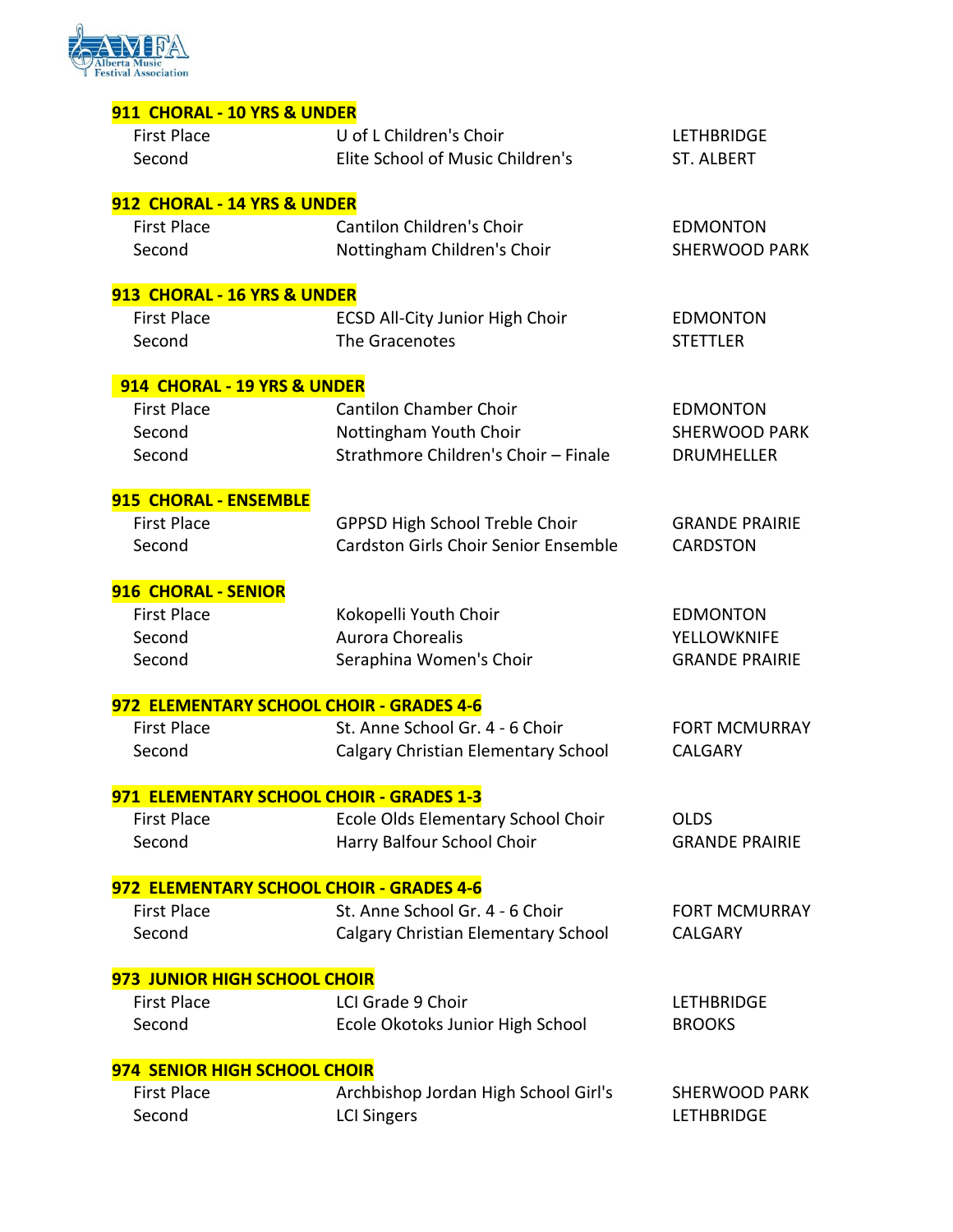Alberta Music Festival Association

**911 CHORAL - 10 YRS & UNDER**

| | | |
|---|---|---|
| First Place | U of L Children's Choir | LETHBRIDGE |
| Second | Elite School of Music Children's | ST. ALBERT |

**912 CHORAL - 14 YRS & UNDER**

| | | |
|---|---|---|
| First Place | Cantilon Children's Choir | EDMONTON |
| Second | Nottingham Children's Choir | SHERWOOD PARK |

**913 CHORAL - 16 YRS & UNDER**

| | | |
|---|---|---|
| First Place | ECSD All-City Junior High Choir | EDMONTON |
| Second | The Gracenotes | STETTLER |

**914 CHORAL - 19 YRS & UNDER**

| | | |
|---|---|---|
| First Place | Cantilon Chamber Choir | EDMONTON |
| Second | Nottingham Youth Choir | SHERWOOD PARK |
| Second | Strathmore Children's Choir – Finale | DRUMHELLER |

**915 CHORAL - ENSEMBLE**

| | | |
|---|---|---|
| First Place | GPPSD High School Treble Choir | GRANDE PRAIRIE |
| Second | Cardston Girls Choir Senior Ensemble | CARDSTON |

**916 CHORAL - SENIOR**

| | | |
|---|---|---|
| First Place | Kokopelli Youth Choir | EDMONTON |
| Second | Aurora Chorealis | YELLOWKNIFE |
| Second | Seraphina Women's Choir | GRANDE PRAIRIE |

**972 ELEMENTARY SCHOOL CHOIR - GRADES 4-6**

| | | |
|---|---|---|
| First Place | St. Anne School Gr. 4 - 6 Choir | FORT MCMURRAY |
| Second | Calgary Christian Elementary School | CALGARY |

**971 ELEMENTARY SCHOOL CHOIR - GRADES 1-3**

| | | |
|---|---|---|
| First Place | Ecole Olds Elementary School Choir | OLDS |
| Second | Harry Balfour School Choir | GRANDE PRAIRIE |

**972 ELEMENTARY SCHOOL CHOIR - GRADES 4-6**

| | | |
|---|---|---|
| First Place | St. Anne School Gr. 4 - 6 Choir | FORT MCMURRAY |
| Second | Calgary Christian Elementary School | CALGARY |

**973 JUNIOR HIGH SCHOOL CHOIR**

| | | |
|---|---|---|
| First Place | LCI Grade 9 Choir | LETHBRIDGE |
| Second | Ecole Okotoks Junior High School | BROOKS |

**974 SENIOR HIGH SCHOOL CHOIR**

| | | |
|---|---|---|
| First Place | Archbishop Jordan High School Girl's | SHERWOOD PARK |
| Second | LCI Singers | LETHBRIDGE |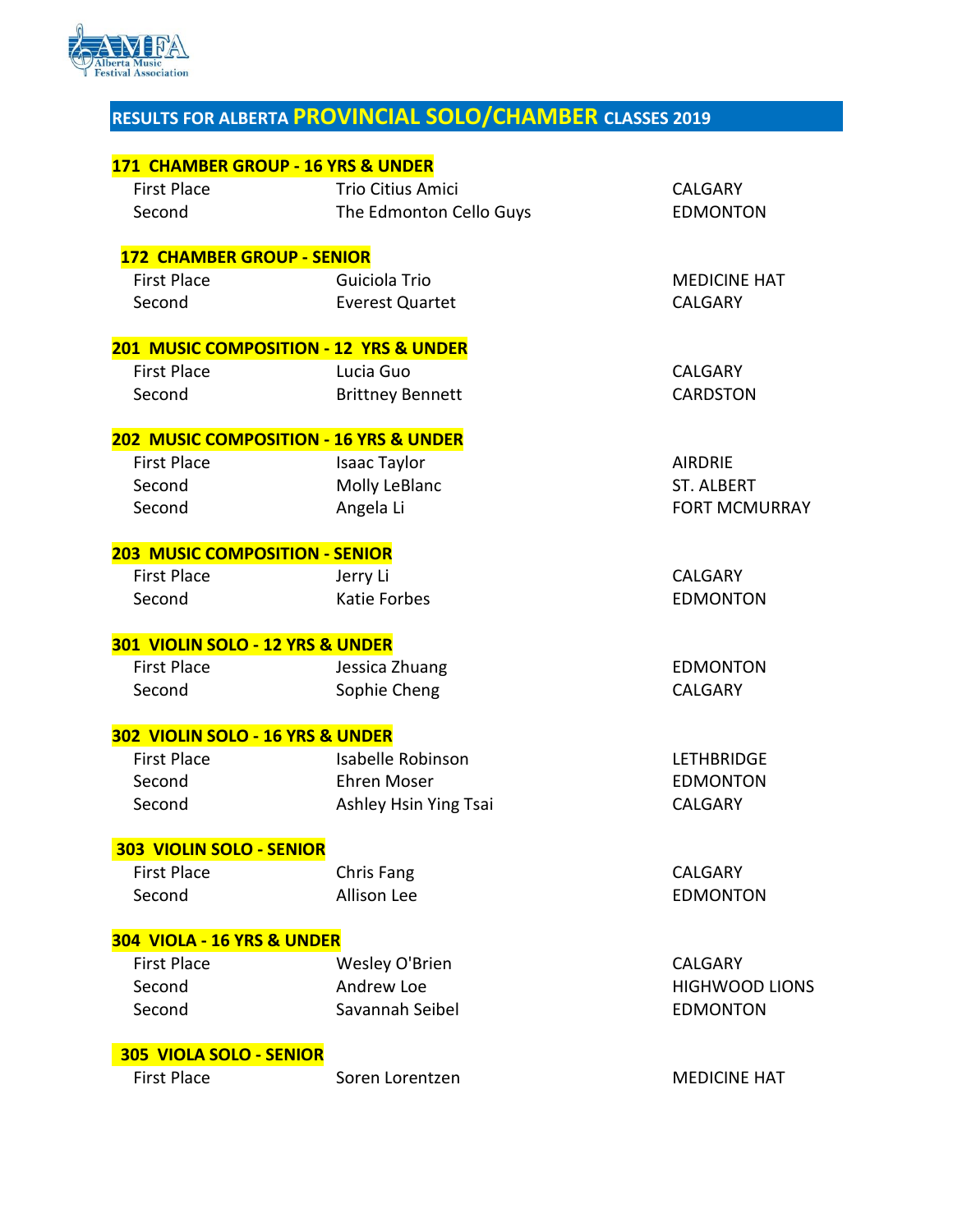AMFA Alberta Music Festival Association

# RESULTS FOR ALBERTA PROVINCIAL SOLO/CHAMBER CLASSES 2019

## 171 CHAMBER GROUP - 16 YRS & UNDER

| | | |
|---|---|---|
| First Place | Trio Citius Amici | CALGARY |
| Second | The Edmonton Cello Guys | EDMONTON |

## 172 CHAMBER GROUP - SENIOR

| | | |
|---|---|---|
| First Place | Guiciola Trio | MEDICINE HAT |
| Second | Everest Quartet | CALGARY |

## 201 MUSIC COMPOSITION - 12 YRS & UNDER

| | | |
|---|---|---|
| First Place | Lucia Guo | CALGARY |
| Second | Brittney Bennett | CARDSTON |

## 202 MUSIC COMPOSITION - 16 YRS & UNDER

| | | |
|---|---|---|
| First Place | Isaac Taylor | AIRDRIE |
| Second | Molly LeBlanc | ST. ALBERT |
| Second | Angela Li | FORT MCMURRAY |

## 203 MUSIC COMPOSITION - SENIOR

| | | |
|---|---|---|
| First Place | Jerry Li | CALGARY |
| Second | Katie Forbes | EDMONTON |

## 301 VIOLIN SOLO - 12 YRS & UNDER

| | | |
|---|---|---|
| First Place | Jessica Zhuang | EDMONTON |
| Second | Sophie Cheng | CALGARY |

## 302 VIOLIN SOLO - 16 YRS & UNDER

| | | |
|---|---|---|
| First Place | Isabelle Robinson | LETHBRIDGE |
| Second | Ehren Moser | EDMONTON |
| Second | Ashley Hsin Ying Tsai | CALGARY |

## 303 VIOLIN SOLO - SENIOR

| | | |
|---|---|---|
| First Place | Chris Fang | CALGARY |
| Second | Allison Lee | EDMONTON |

## 304 VIOLA - 16 YRS & UNDER

| | | |
|---|---|---|
| First Place | Wesley O'Brien | CALGARY |
| Second | Andrew Loe | HIGHWOOD LIONS |
| Second | Savannah Seibel | EDMONTON |

## 305 VIOLA SOLO - SENIOR

| | | |
|---|---|---|
| First Place | Soren Lorentzen | MEDICINE HAT |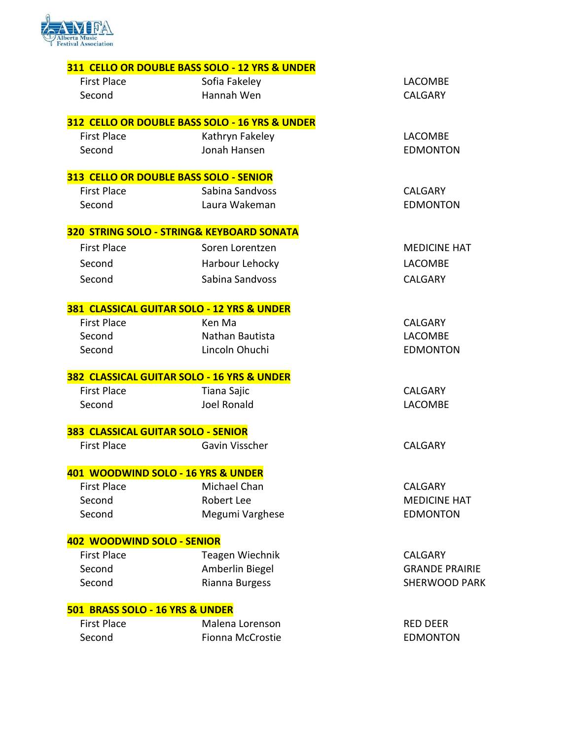### 311 CELLO OR DOUBLE BASS SOLO - 12 YRS & UNDER

| | | |
|---|---|---|
| First Place | Sofia Fakeley | LACOMBE |
| Second | Hannah Wen | CALGARY |

### 312 CELLO OR DOUBLE BASS SOLO - 16 YRS & UNDER

| | | |
|---|---|---|
| First Place | Kathryn Fakeley | LACOMBE |
| Second | Jonah Hansen | EDMONTON |

### 313 CELLO OR DOUBLE BASS SOLO - SENIOR

| | | |
|---|---|---|
| First Place | Sabina Sandvoss | CALGARY |
| Second | Laura Wakeman | EDMONTON |

### 320 STRING SOLO - STRING& KEYBOARD SONATA

| | | |
|---|---|---|
| First Place | Soren Lorentzen | MEDICINE HAT |
| Second | Harbour Lehocky | LACOMBE |
| Second | Sabina Sandvoss | CALGARY |

### 381 CLASSICAL GUITAR SOLO - 12 YRS & UNDER

| | | |
|---|---|---|
| First Place | Ken Ma | CALGARY |
| Second | Nathan Bautista | LACOMBE |
| Second | Lincoln Ohuchi | EDMONTON |

### 382 CLASSICAL GUITAR SOLO - 16 YRS & UNDER

| | | |
|---|---|---|
| First Place | Tiana Sajic | CALGARY |
| Second | Joel Ronald | LACOMBE |

### 383 CLASSICAL GUITAR SOLO - SENIOR

| | | |
|---|---|---|
| First Place | Gavin Visscher | CALGARY |

### 401 WOODWIND SOLO - 16 YRS & UNDER

| | | |
|---|---|---|
| First Place | Michael Chan | CALGARY |
| Second | Robert Lee | MEDICINE HAT |
| Second | Megumi Varghese | EDMONTON |

### 402 WOODWIND SOLO - SENIOR

| | | |
|---|---|---|
| First Place | Teagen Wiechnik | CALGARY |
| Second | Amberlin Biegel | GRANDE PRAIRIE |
| Second | Rianna Burgess | SHERWOOD PARK |

### 501 BRASS SOLO - 16 YRS & UNDER

| | | |
|---|---|---|
| First Place | Malena Lorenson | RED DEER |
| Second | Fionna McCrostie | EDMONTON |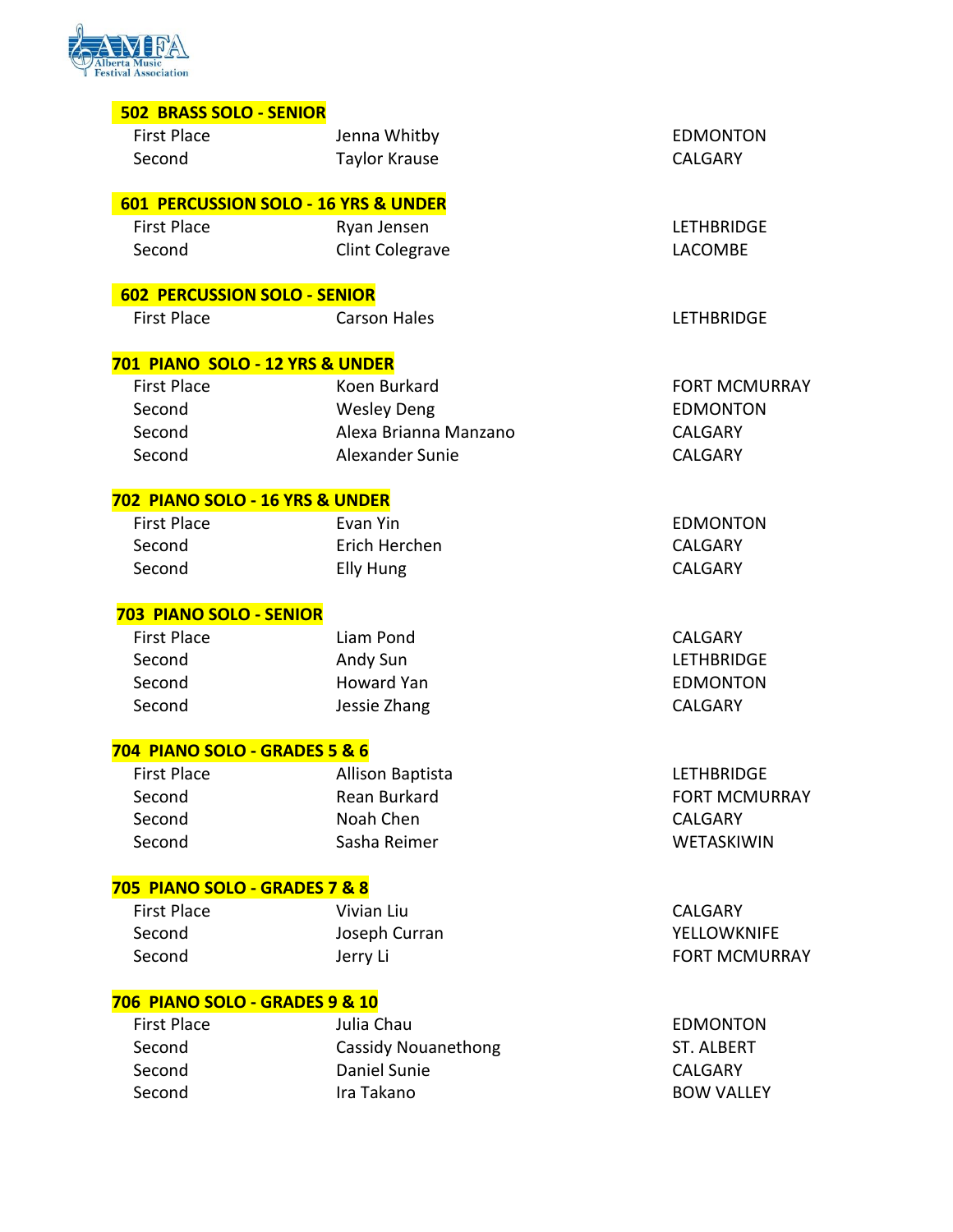### 502 BRASS SOLO - SENIOR

| | | |
|---|---|---|
| First Place | Jenna Whitby | EDMONTON |
| Second | Taylor Krause | CALGARY |

### 601 PERCUSSION SOLO - 16 YRS & UNDER

| | | |
|---|---|---|
| First Place | Ryan Jensen | LETHBRIDGE |
| Second | Clint Colegrave | LACOMBE |

### 602 PERCUSSION SOLO - SENIOR

| | | |
|---|---|---|
| First Place | Carson Hales | LETHBRIDGE |

### 701 PIANO SOLO - 12 YRS & UNDER

| | | |
|---|---|---|
| First Place | Koen Burkard | FORT MCMURRAY |
| Second | Wesley Deng | EDMONTON |
| Second | Alexa Brianna Manzano | CALGARY |
| Second | Alexander Sunie | CALGARY |

### 702 PIANO SOLO - 16 YRS & UNDER

| | | |
|---|---|---|
| First Place | Evan Yin | EDMONTON |
| Second | Erich Herchen | CALGARY |
| Second | Elly Hung | CALGARY |

### 703 PIANO SOLO - SENIOR

| | | |
|---|---|---|
| First Place | Liam Pond | CALGARY |
| Second | Andy Sun | LETHBRIDGE |
| Second | Howard Yan | EDMONTON |
| Second | Jessie Zhang | CALGARY |

### 704 PIANO SOLO - GRADES 5 & 6

| | | |
|---|---|---|
| First Place | Allison Baptista | LETHBRIDGE |
| Second | Rean Burkard | FORT MCMURRAY |
| Second | Noah Chen | CALGARY |
| Second | Sasha Reimer | WETASKIWIN |

### 705 PIANO SOLO - GRADES 7 & 8

| | | |
|---|---|---|
| First Place | Vivian Liu | CALGARY |
| Second | Joseph Curran | YELLOWKNIFE |
| Second | Jerry Li | FORT MCMURRAY |

### 706 PIANO SOLO - GRADES 9 & 10

| | | |
|---|---|---|
| First Place | Julia Chau | EDMONTON |
| Second | Cassidy Nouanethong | ST. ALBERT |
| Second | Daniel Sunie | CALGARY |
| Second | Ira Takano | BOW VALLEY |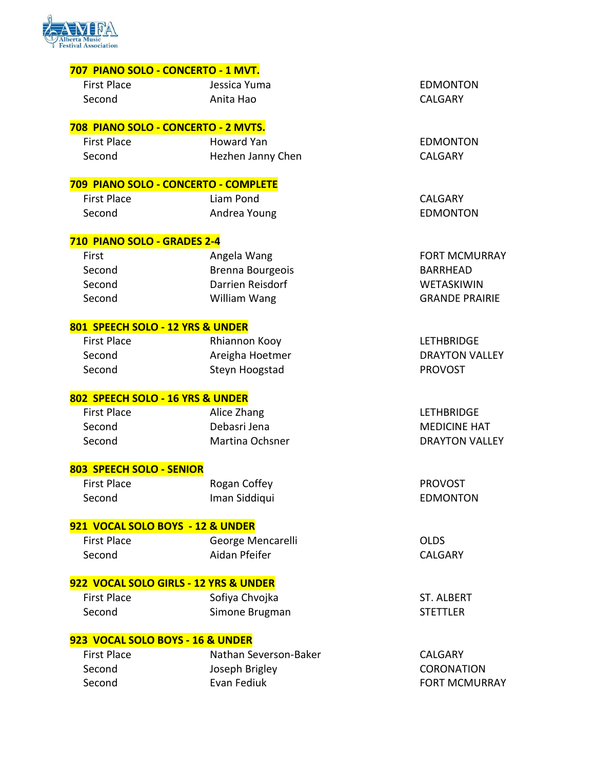### 707 PIANO SOLO - CONCERTO - 1 MVT.

| | | |
|---|---|---|
| First Place | Jessica Yuma | EDMONTON |
| Second | Anita Hao | CALGARY |

### 708 PIANO SOLO - CONCERTO - 2 MVTS.

| | | |
|---|---|---|
| First Place | Howard Yan | EDMONTON |
| Second | Hezhen Janny Chen | CALGARY |

### 709 PIANO SOLO - CONCERTO - COMPLETE

| | | |
|---|---|---|
| First Place | Liam Pond | CALGARY |
| Second | Andrea Young | EDMONTON |

### 710 PIANO SOLO - GRADES 2-4

| | | |
|---|---|---|
| First | Angela Wang | FORT MCMURRAY |
| Second | Brenna Bourgeois | BARRHEAD |
| Second | Darrien Reisdorf | WETASKIWIN |
| Second | William Wang | GRANDE PRAIRIE |

### 801 SPEECH SOLO - 12 YRS & UNDER

| | | |
|---|---|---|
| First Place | Rhiannon Kooy | LETHBRIDGE |
| Second | Areigha Hoetmer | DRAYTON VALLEY |
| Second | Steyn Hoogstad | PROVOST |

### 802 SPEECH SOLO - 16 YRS & UNDER

| | | |
|---|---|---|
| First Place | Alice Zhang | LETHBRIDGE |
| Second | Debasri Jena | MEDICINE HAT |
| Second | Martina Ochsner | DRAYTON VALLEY |

### 803 SPEECH SOLO - SENIOR

| | | |
|---|---|---|
| First Place | Rogan Coffey | PROVOST |
| Second | Iman Siddiqui | EDMONTON |

### 921 VOCAL SOLO BOYS - 12 & UNDER

| | | |
|---|---|---|
| First Place | George Mencarelli | OLDS |
| Second | Aidan Pfeifer | CALGARY |

### 922 VOCAL SOLO GIRLS - 12 YRS & UNDER

| | | |
|---|---|---|
| First Place | Sofiya Chvojka | ST. ALBERT |
| Second | Simone Brugman | STETTLER |

### 923 VOCAL SOLO BOYS - 16 & UNDER

| | | |
|---|---|---|
| First Place | Nathan Severson-Baker | CALGARY |
| Second | Joseph Brigley | CORONATION |
| Second | Evan Fediuk | FORT MCMURRAY |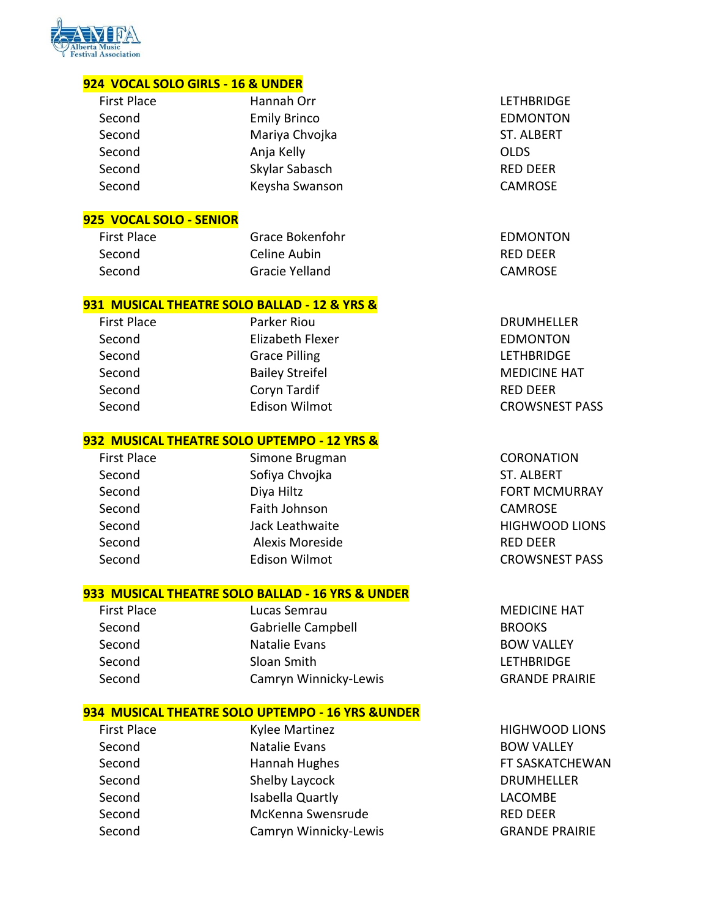## 924 VOCAL SOLO GIRLS - 16 & UNDER

| | | |
|---|---|---|
| First Place | Hannah Orr | LETHBRIDGE |
| Second | Emily Brinco | EDMONTON |
| Second | Mariya Chvojka | ST. ALBERT |
| Second | Anja Kelly | OLDS |
| Second | Skylar Sabasch | RED DEER |
| Second | Keysha Swanson | CAMROSE |

## 925 VOCAL SOLO - SENIOR

| | | |
|---|---|---|
| First Place | Grace Bokenfohr | EDMONTON |
| Second | Celine Aubin | RED DEER |
| Second | Gracie Yelland | CAMROSE |

## 931 MUSICAL THEATRE SOLO BALLAD - 12 & YRS &

| | | |
|---|---|---|
| First Place | Parker Riou | DRUMHELLER |
| Second | Elizabeth Flexer | EDMONTON |
| Second | Grace Pilling | LETHBRIDGE |
| Second | Bailey Streifel | MEDICINE HAT |
| Second | Coryn Tardif | RED DEER |
| Second | Edison Wilmot | CROWSNEST PASS |

## 932 MUSICAL THEATRE SOLO UPTEMPO - 12 YRS &

| | | |
|---|---|---|
| First Place | Simone Brugman | CORONATION |
| Second | Sofiya Chvojka | ST. ALBERT |
| Second | Diya Hiltz | FORT MCMURRAY |
| Second | Faith Johnson | CAMROSE |
| Second | Jack Leathwaite | HIGHWOOD LIONS |
| Second | Alexis Moreside | RED DEER |
| Second | Edison Wilmot | CROWSNEST PASS |

## 933 MUSICAL THEATRE SOLO BALLAD - 16 YRS & UNDER

| | | |
|---|---|---|
| First Place | Lucas Semrau | MEDICINE HAT |
| Second | Gabrielle Campbell | BROOKS |
| Second | Natalie Evans | BOW VALLEY |
| Second | Sloan Smith | LETHBRIDGE |
| Second | Camryn Winnicky-Lewis | GRANDE PRAIRIE |

## 934 MUSICAL THEATRE SOLO UPTEMPO - 16 YRS &UNDER

| | | |
|---|---|---|
| First Place | Kylee Martinez | HIGHWOOD LIONS |
| Second | Natalie Evans | BOW VALLEY |
| Second | Hannah Hughes | FT SASKATCHEWAN |
| Second | Shelby Laycock | DRUMHELLER |
| Second | Isabella Quartly | LACOMBE |
| Second | McKenna Swensrude | RED DEER |
| Second | Camryn Winnicky-Lewis | GRANDE PRAIRIE |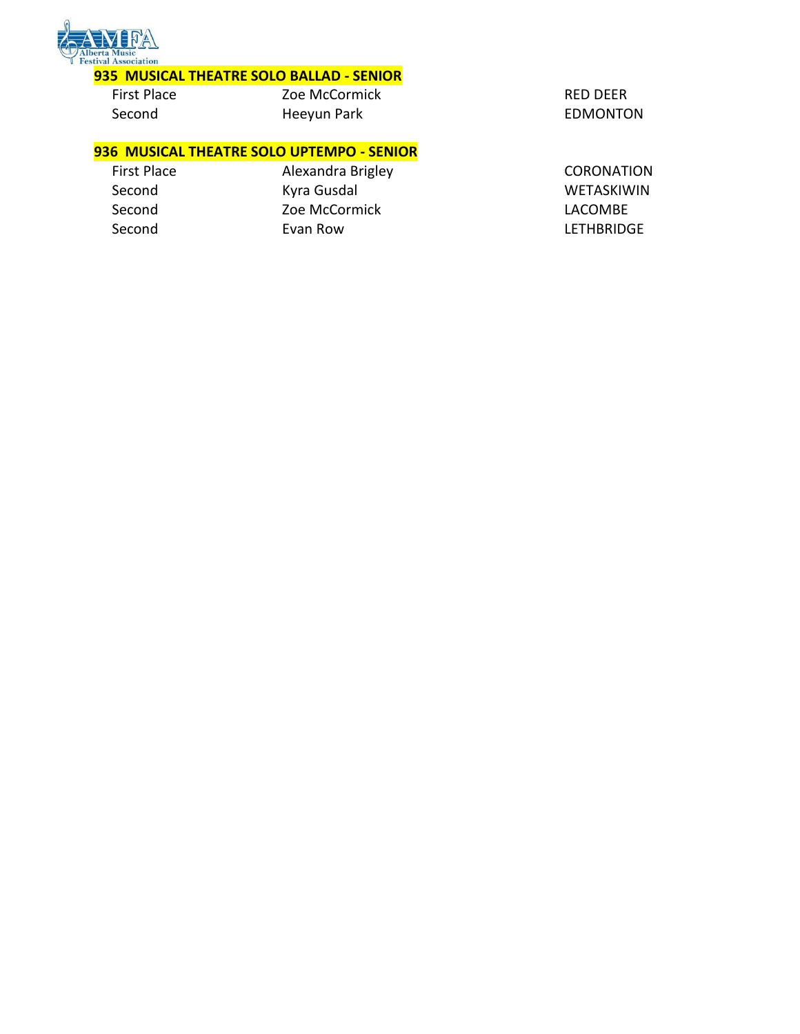## 935 MUSICAL THEATRE SOLO BALLAD - SENIOR

| | | |
|---|---|---|
| First Place | Zoe McCormick | RED DEER |
| Second | Heeyun Park | EDMONTON |

## 936 MUSICAL THEATRE SOLO UPTEMPO - SENIOR

| | | |
|---|---|---|
| First Place | Alexandra Brigley | CORONATION |
| Second | Kyra Gusdal | WETASKIWIN |
| Second | Zoe McCormick | LACOMBE |
| Second | Evan Row | LETHBRIDGE |